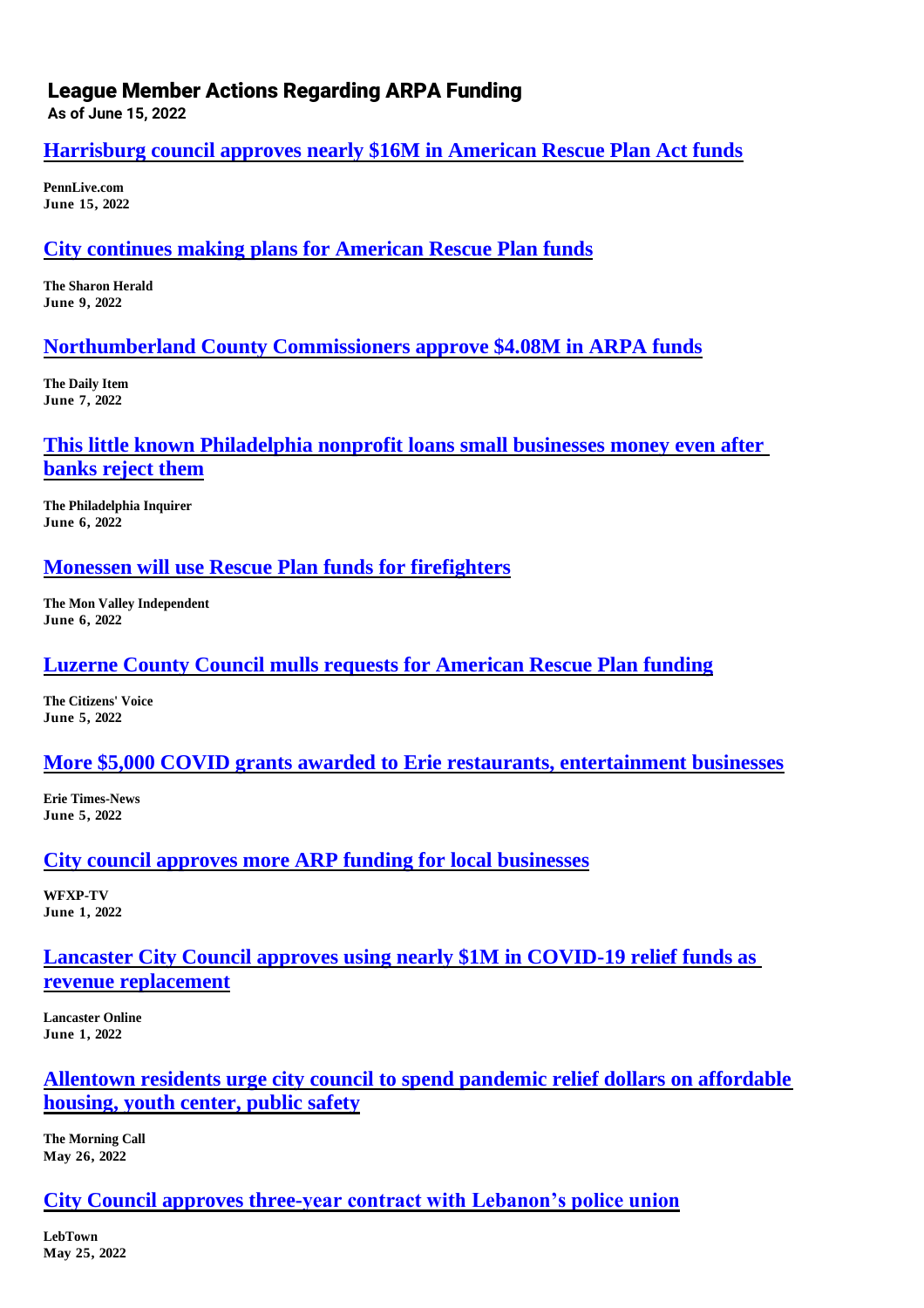# League Member Actions Regarding ARPA Funding

**As of June 15, 2022**

## Harrisburg council approves nearly $16M in American Rescue Plan Act funds

**PennLive.com**
**June 15, 2022**

## City continues making plans for American Rescue Plan funds

**The Sharon Herald**
**June 9, 2022**

## Northumberland County Commissioners approve $4.08M in ARPA funds

**The Daily Item**
**June 7, 2022**

## This little known Philadelphia nonprofit loans small businesses money even after banks reject them

**The Philadelphia Inquirer**
**June 6, 2022**

## Monessen will use Rescue Plan funds for firefighters

**The Mon Valley Independent**
**June 6, 2022**

## Luzerne County Council mulls requests for American Rescue Plan funding

**The Citizens' Voice**
**June 5, 2022**

## More $5,000 COVID grants awarded to Erie restaurants, entertainment businesses

**Erie Times-News**
**June 5, 2022**

## City council approves more ARP funding for local businesses

**WFXP-TV**
**June 1, 2022**

## Lancaster City Council approves using nearly $1M in COVID-19 relief funds as revenue replacement

**Lancaster Online**
**June 1, 2022**

## Allentown residents urge city council to spend pandemic relief dollars on affordable housing, youth center, public safety

**The Morning Call**
**May 26, 2022**

## City Council approves three-year contract with Lebanon's police union

**LebTown**
**May 25, 2022**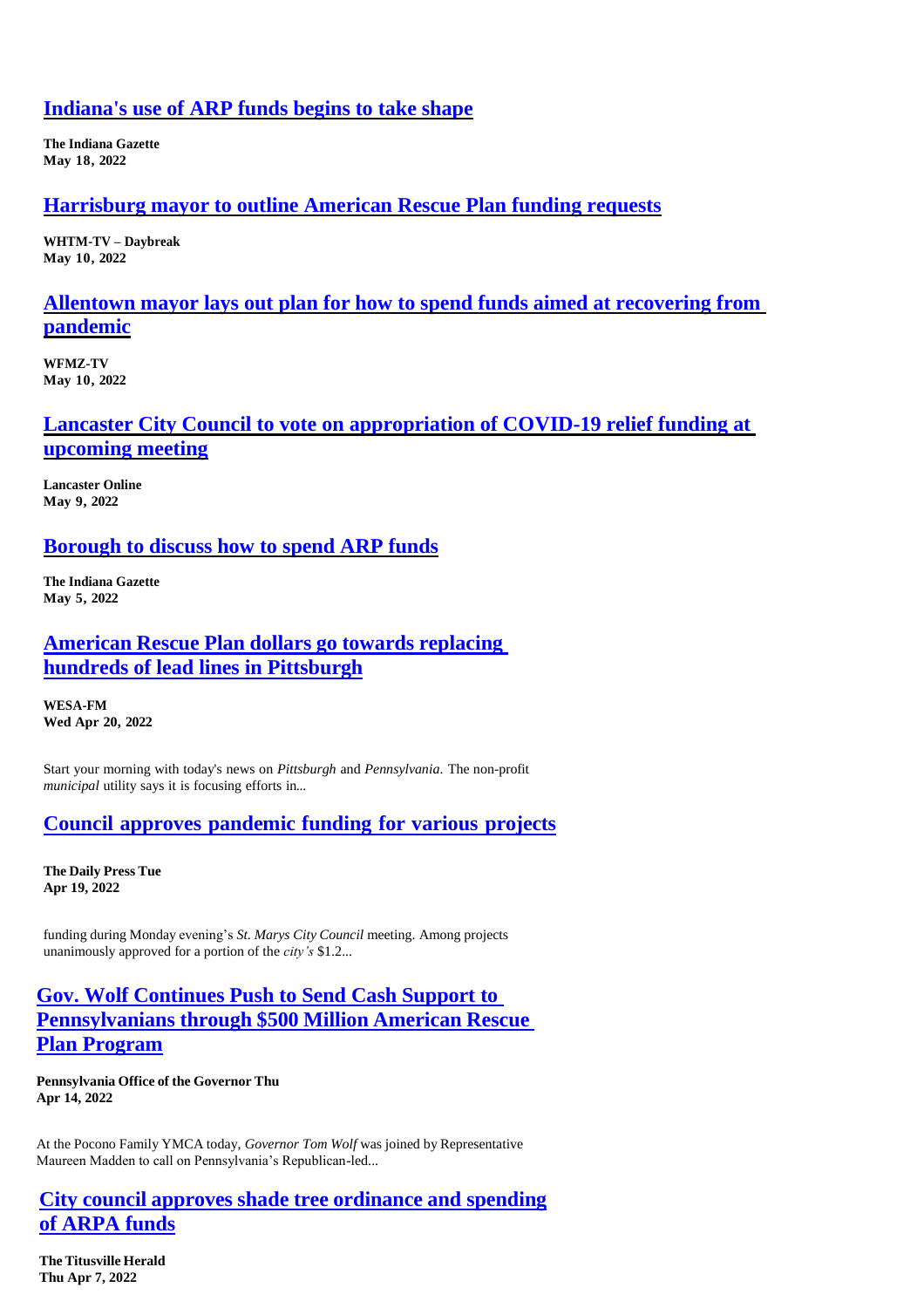## Indiana's use of ARP funds begins to take shape

**The Indiana Gazette**
**May 18, 2022**

## Harrisburg mayor to outline American Rescue Plan funding requests

**WHTM-TV – Daybreak**
**May 10, 2022**

## Allentown mayor lays out plan for how to spend funds aimed at recovering from pandemic

**WFMZ-TV**
**May 10, 2022**

## Lancaster City Council to vote on appropriation of COVID-19 relief funding at upcoming meeting

**Lancaster Online**
**May 9, 2022**

## Borough to discuss how to spend ARP funds

**The Indiana Gazette**
**May 5, 2022**

## American Rescue Plan dollars go towards replacing hundreds of lead lines in Pittsburgh

**WESA-FM**
**Wed Apr 20, 2022**

Start your morning with today's news on *Pittsburgh* and *Pennsylvania*. The non-profit *municipal* utility says it is focusing efforts in...

## Council approves pandemic funding for various projects

**The Daily Press Tue**
**Apr 19, 2022**

funding during Monday evening's *St. Marys City Council* meeting. Among projects unanimously approved for a portion of the *city's* $1.2...

## Gov. Wolf Continues Push to Send Cash Support to Pennsylvanians through $500 Million American Rescue Plan Program

**Pennsylvania Office of the Governor Thu**
**Apr 14, 2022**

At the Pocono Family YMCA today, *Governor Tom Wolf* was joined by Representative Maureen Madden to call on Pennsylvania's Republican-led...

## City council approves shade tree ordinance and spending of ARPA funds

**The Titusville Herald**
**Thu Apr 7, 2022**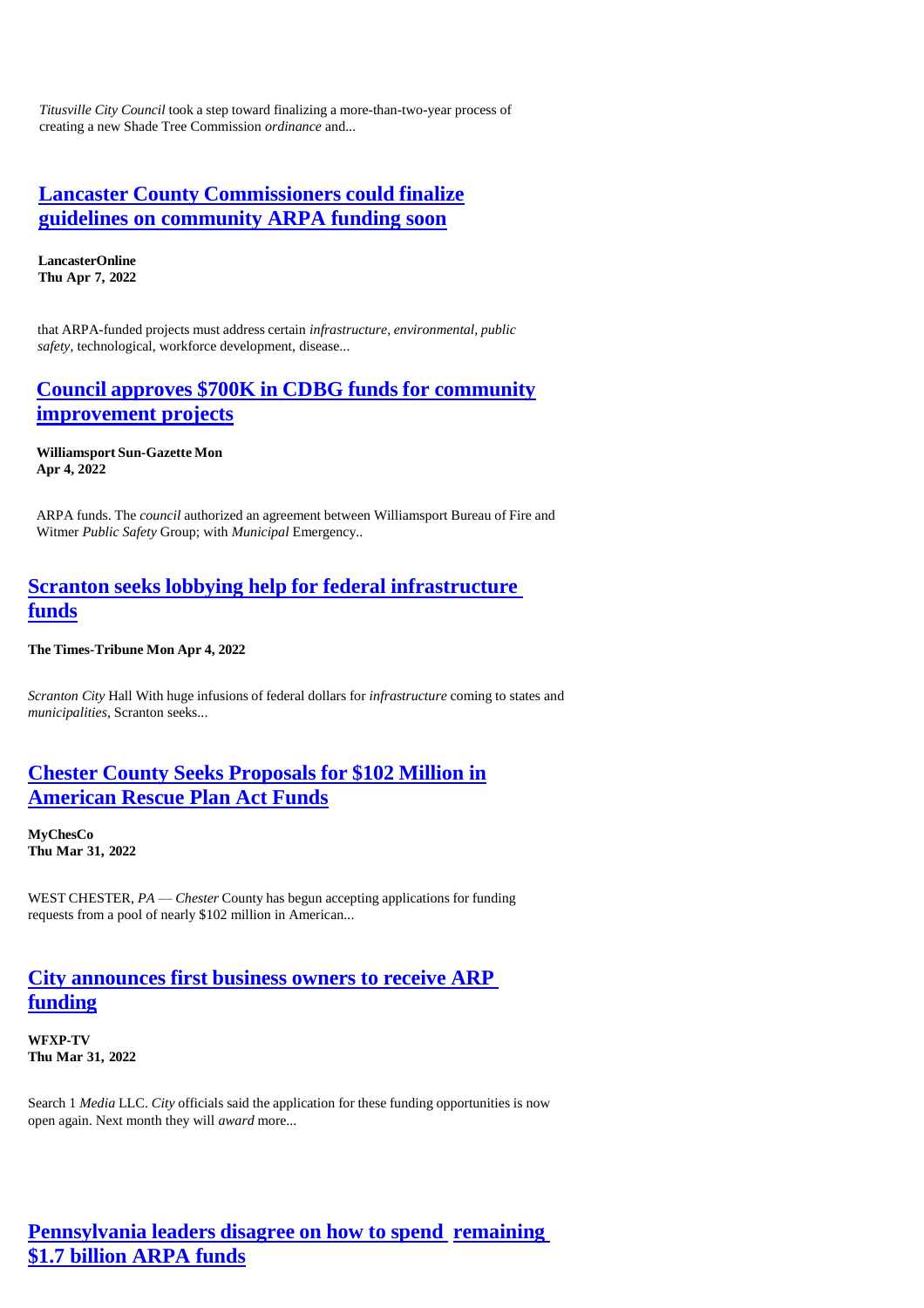*Titusville City Council* took a step toward finalizing a more-than-two-year process of creating a new Shade Tree Commission *ordinance* and...

## Lancaster County Commissioners could finalize guidelines on community ARPA funding soon

**LancasterOnline**
**Thu Apr 7, 2022**

that ARPA-funded projects must address certain *infrastructure*, *environmental*, *public safety*, technological, workforce development, disease...

## Council approves $700K in CDBG funds for community improvement projects

**Williamsport Sun-Gazette Mon Apr 4, 2022**

ARPA funds. The *council* authorized an agreement between Williamsport Bureau of Fire and Witmer *Public Safety* Group; with *Municipal* Emergency..

## Scranton seeks lobbying help for federal infrastructure funds

**The Times-Tribune Mon Apr 4, 2022**

*Scranton City* Hall With huge infusions of federal dollars for *infrastructure* coming to states and *municipalities*, Scranton seeks...

## Chester County Seeks Proposals for $102 Million in American Rescue Plan Act Funds

**MyChesCo**
**Thu Mar 31, 2022**

WEST CHESTER, *PA* — *Chester* County has begun accepting applications for funding requests from a pool of nearly $102 million in American...

## City announces first business owners to receive ARP funding

**WFXP-TV**
**Thu Mar 31, 2022**

Search 1 *Media* LLC. *City* officials said the application for these funding opportunities is now open again. Next month they will *award* more...

## Pennsylvania leaders disagree on how to spend remaining $1.7 billion ARPA funds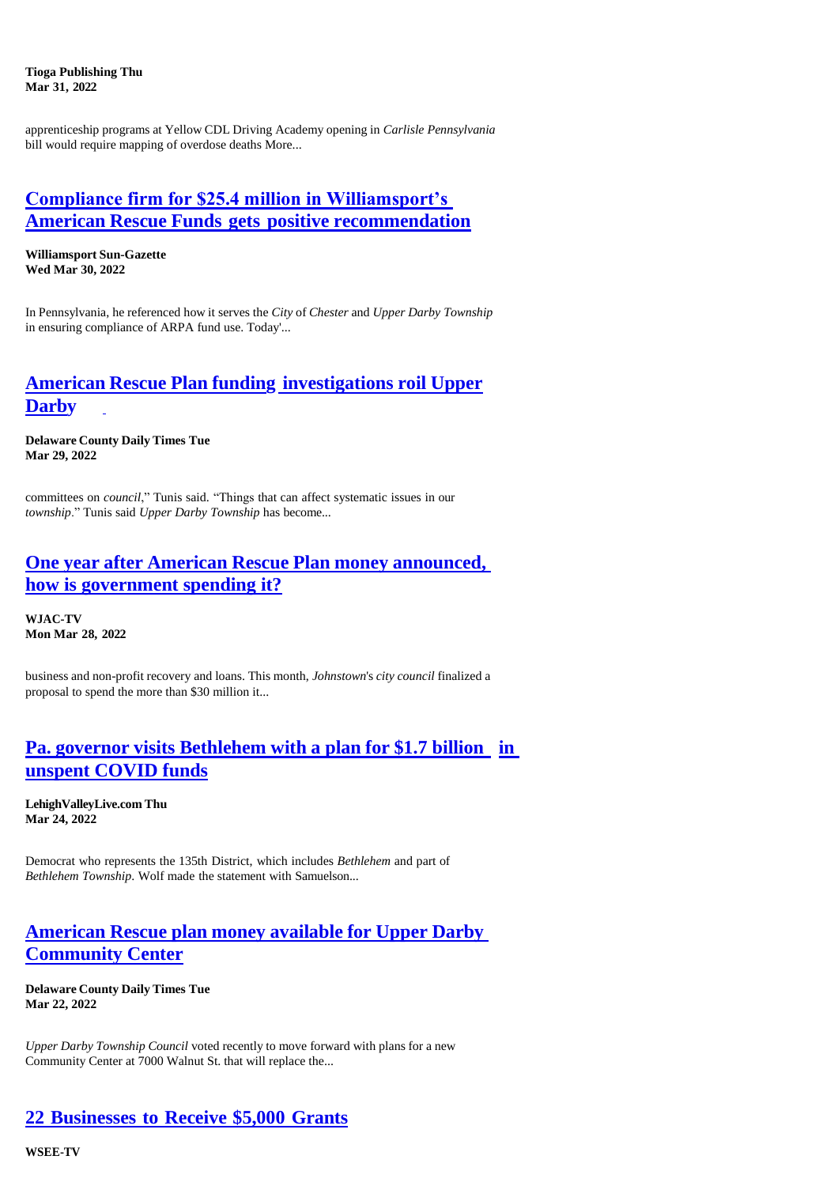**Tioga Publishing Thu Mar 31, 2022**

apprenticeship programs at Yellow CDL Driving Academy opening in *Carlisle Pennsylvania* bill would require mapping of overdose deaths More...

## [Compliance firm for $25.4 million in Williamsport's American Rescue Funds gets positive recommendation]()

**Williamsport Sun-Gazette**
**Wed Mar 30, 2022**

In Pennsylvania, he referenced how it serves the *City* of *Chester* and *Upper Darby Township* in ensuring compliance of ARPA fund use. Today'...

## [American Rescue Plan funding investigations roil Upper Darby]()

**Delaware County Daily Times Tue Mar 29, 2022**

committees on *council*," Tunis said. "Things that can affect systematic issues in our *township*." Tunis said *Upper Darby Township* has become...

## [One year after American Rescue Plan money announced, how is government spending it?]()

**WJAC-TV**
**Mon Mar 28, 2022**

business and non-profit recovery and loans. This month, *Johnstown*'s *city council* finalized a proposal to spend the more than $30 million it...

## [Pa. governor visits Bethlehem with a plan for $1.7 billion in unspent COVID funds]()

**LehighValleyLive.com Thu Mar 24, 2022**

Democrat who represents the 135th District, which includes *Bethlehem* and part of *Bethlehem Township*. Wolf made the statement with Samuelson...

## [American Rescue plan money available for Upper Darby Community Center]()

**Delaware County Daily Times Tue Mar 22, 2022**

*Upper Darby Township Council* voted recently to move forward with plans for a new Community Center at 7000 Walnut St. that will replace the...

## [22 Businesses to Receive $5,000 Grants]()

**WSEE-TV**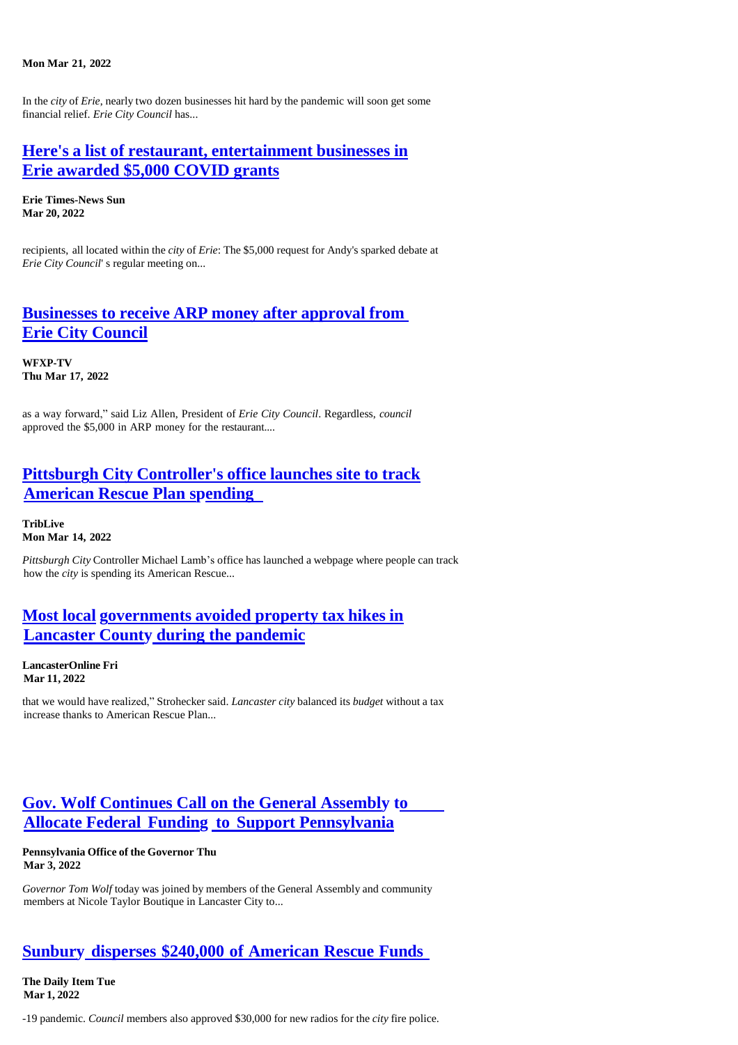**Mon Mar 21, 2022**

In the *city* of *Erie*, nearly two dozen businesses hit hard by the pandemic will soon get some financial relief. *Erie City Council* has...

## Here's a list of restaurant, entertainment businesses in Erie awarded $5,000 COVID grants

**Erie Times-News Sun Mar 20, 2022**

recipients, all located within the *city* of *Erie*: The $5,000 request for Andy's sparked debate at *Erie City Council*' s regular meeting on...

## Businesses to receive ARP money after approval from Erie City Council

**WFXP-TV**
**Thu Mar 17, 2022**

as a way forward," said Liz Allen, President of *Erie City Council*. Regardless, *council* approved the $5,000 in ARP money for the restaurant....

## Pittsburgh City Controller's office launches site to track American Rescue Plan spending

**TribLive**
**Mon Mar 14, 2022**

*Pittsburgh City* Controller Michael Lamb's office has launched a webpage where people can track how the *city* is spending its American Rescue...

## Most local governments avoided property tax hikes in Lancaster County during the pandemic

**LancasterOnline Fri Mar 11, 2022**

that we would have realized," Strohecker said. *Lancaster city* balanced its *budget* without a tax increase thanks to American Rescue Plan...

## Gov. Wolf Continues Call on the General Assembly to Allocate Federal Funding to Support Pennsylvania

**Pennsylvania Office of the Governor Thu Mar 3, 2022**

*Governor Tom Wolf* today was joined by members of the General Assembly and community members at Nicole Taylor Boutique in Lancaster City to...

## Sunbury disperses $240,000 of American Rescue Funds

**The Daily Item Tue Mar 1, 2022**

-19 pandemic. *Council* members also approved $30,000 for new radios for the *city* fire police.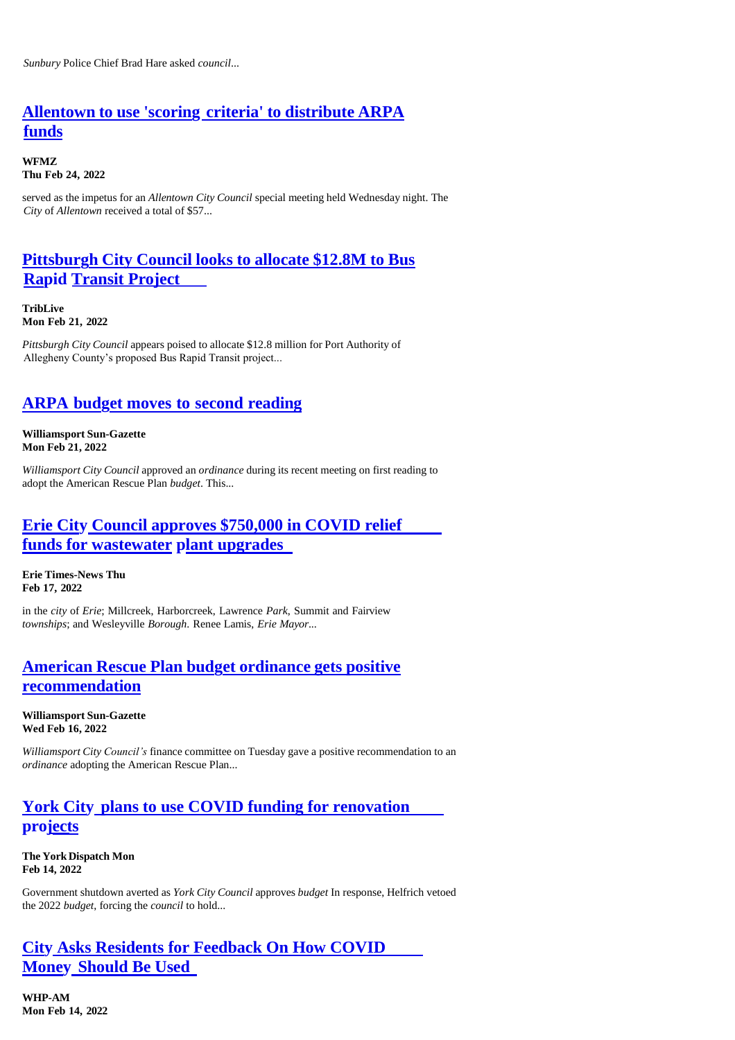*Sunbury* Police Chief Brad Hare asked *council*...

## Allentown to use 'scoring criteria' to distribute ARPA funds

**WFMZ**
**Thu Feb 24, 2022**

served as the impetus for an *Allentown City Council* special meeting held Wednesday night. The *City* of *Allentown* received a total of $57...

## Pittsburgh City Council looks to allocate $12.8M to Bus Rapid Transit Project

**TribLive**
**Mon Feb 21, 2022**

*Pittsburgh City Council* appears poised to allocate $12.8 million for Port Authority of Allegheny County's proposed Bus Rapid Transit project...

## ARPA budget moves to second reading

**Williamsport Sun-Gazette**
**Mon Feb 21, 2022**

*Williamsport City Council* approved an *ordinance* during its recent meeting on first reading to adopt the American Rescue Plan *budget*. This...

## Erie City Council approves $750,000 in COVID relief funds for wastewater plant upgrades

**Erie Times-News Thu**
**Feb 17, 2022**

in the *city* of *Erie*; Millcreek, Harborcreek, Lawrence *Park*, Summit and Fairview *townships*; and Wesleyville *Borough*. Renee Lamis, *Erie Mayor*...

## American Rescue Plan budget ordinance gets positive recommendation

**Williamsport Sun-Gazette**
**Wed Feb 16, 2022**

*Williamsport City Council's* finance committee on Tuesday gave a positive recommendation to an *ordinance* adopting the American Rescue Plan...

## York City plans to use COVID funding for renovation projects

**The York Dispatch Mon**
**Feb 14, 2022**

Government shutdown averted as *York City Council* approves *budget* In response, Helfrich vetoed the 2022 *budget*, forcing the *council* to hold...

## City Asks Residents for Feedback On How COVID Money Should Be Used

**WHP-AM**
**Mon Feb 14, 2022**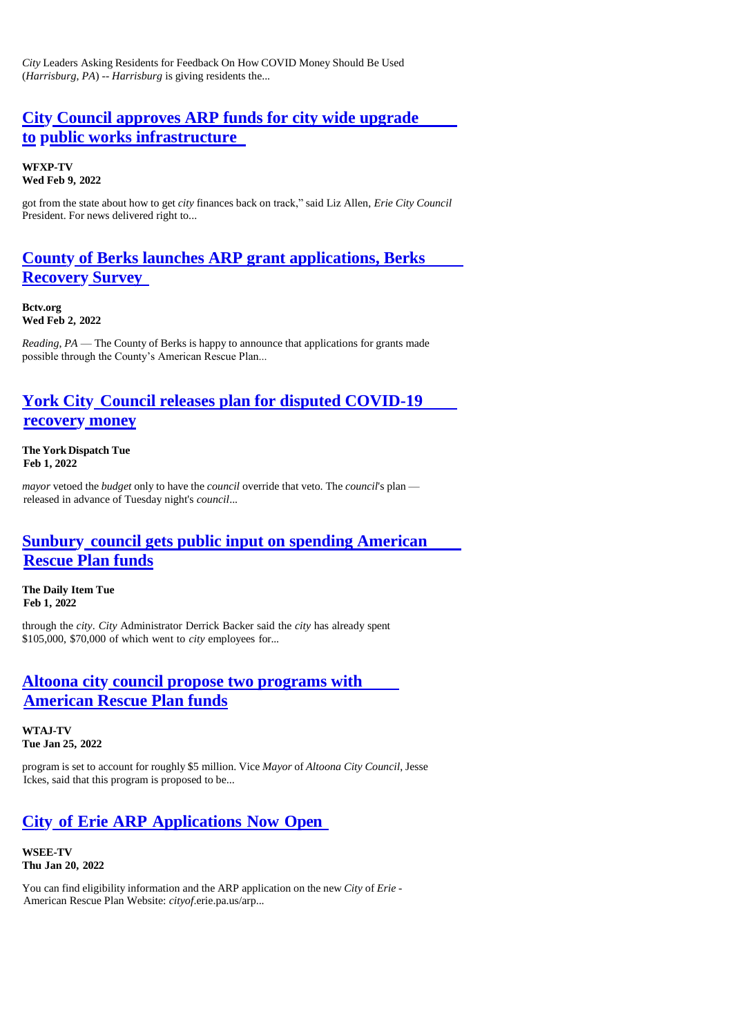*City* Leaders Asking Residents for Feedback On How COVID Money Should Be Used (*Harrisburg, PA*) -- *Harrisburg* is giving residents the...

## City Council approves ARP funds for city wide upgrade to public works infrastructure

**WFXP-TV**
**Wed Feb 9, 2022**

got from the state about how to get *city* finances back on track," said Liz Allen, *Erie City Council* President. For news delivered right to...

## County of Berks launches ARP grant applications, Berks Recovery Survey

**Bctv.org**
**Wed Feb 2, 2022**

*Reading, PA* — The County of Berks is happy to announce that applications for grants made possible through the County's American Rescue Plan...

## York City Council releases plan for disputed COVID-19 recovery money

**The York Dispatch Tue Feb 1, 2022**

*mayor* vetoed the *budget* only to have the *council* override that veto. The *council*'s plan — released in advance of Tuesday night's *council*...

## Sunbury council gets public input on spending American Rescue Plan funds

**The Daily Item Tue Feb 1, 2022**

through the *city*. *City* Administrator Derrick Backer said the *city* has already spent $105,000, $70,000 of which went to *city* employees for...

## Altoona city council propose two programs with American Rescue Plan funds

**WTAJ-TV**
**Tue Jan 25, 2022**

program is set to account for roughly $5 million. Vice *Mayor* of *Altoona City Council*, Jesse Ickes, said that this program is proposed to be...

## City of Erie ARP Applications Now Open

**WSEE-TV**
**Thu Jan 20, 2022**

You can find eligibility information and the ARP application on the new *City* of *Erie* - American Rescue Plan Website: *cityof*.erie.pa.us/arp...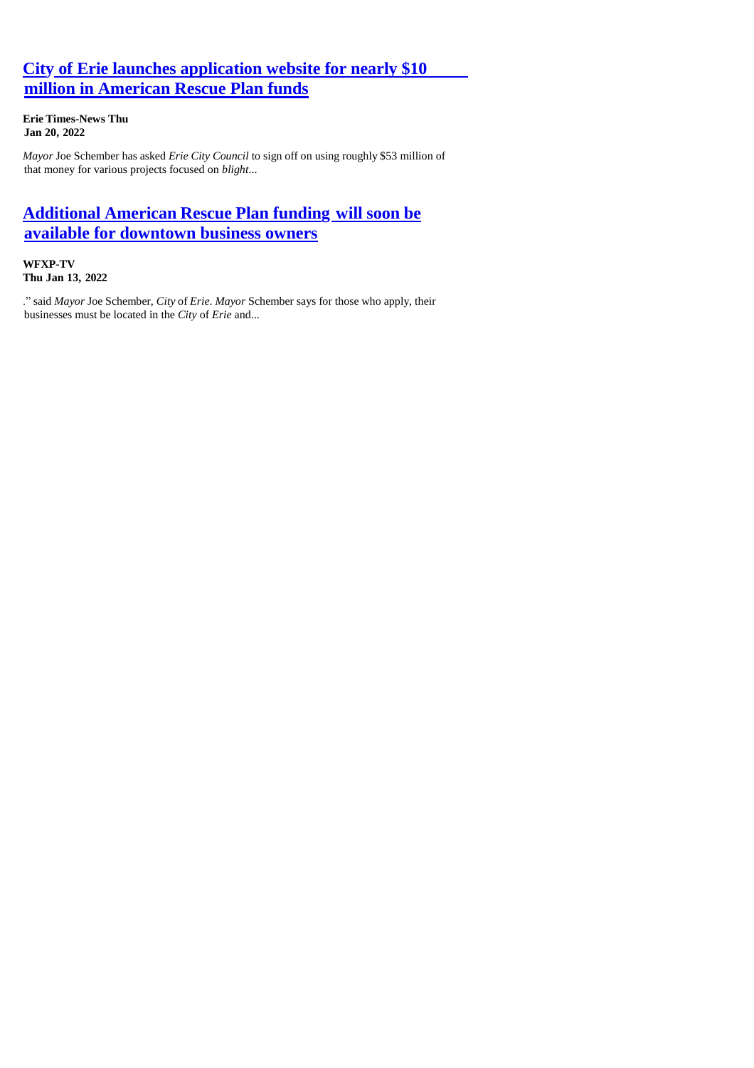## City of Erie launches application website for nearly $10 million in American Rescue Plan funds

**Erie Times-News Thu Jan 20, 2022**

*Mayor* Joe Schember has asked *Erie City Council* to sign off on using roughly $53 million of that money for various projects focused on *blight*...

## Additional American Rescue Plan funding will soon be available for downtown business owners

**WFXP-TV**
**Thu Jan 13, 2022**

." said *Mayor* Joe Schember, *City* of *Erie*. *Mayor* Schember says for those who apply, their businesses must be located in the *City* of *Erie* and...